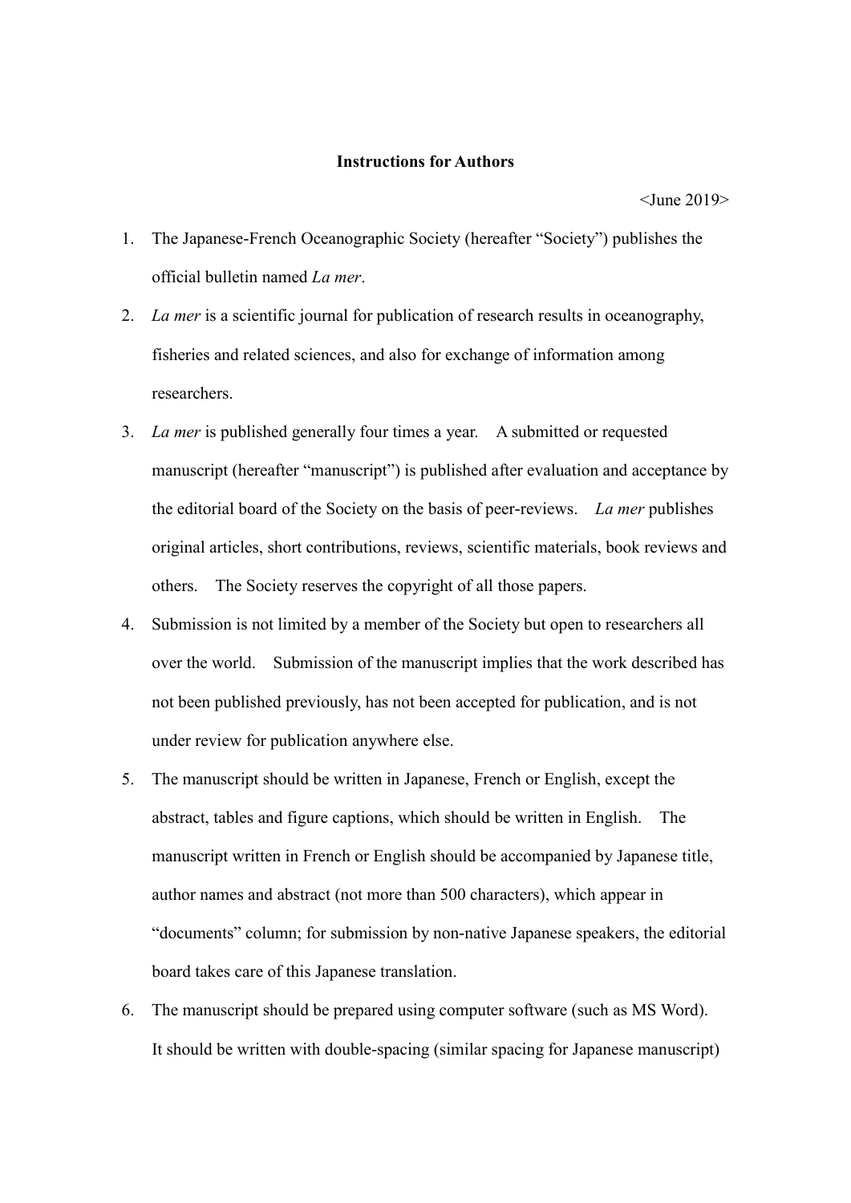**Instructions for Authors**

<June 2019>

1. The Japanese-French Oceanographic Society (hereafter "Society") publishes the official bulletin named *La mer*.
2. *La mer* is a scientific journal for publication of research results in oceanography, fisheries and related sciences, and also for exchange of information among researchers.
3. *La mer* is published generally four times a year. A submitted or requested manuscript (hereafter "manuscript") is published after evaluation and acceptance by the editorial board of the Society on the basis of peer-reviews. *La mer* publishes original articles, short contributions, reviews, scientific materials, book reviews and others. The Society reserves the copyright of all those papers.
4. Submission is not limited by a member of the Society but open to researchers all over the world. Submission of the manuscript implies that the work described has not been published previously, has not been accepted for publication, and is not under review for publication anywhere else.
5. The manuscript should be written in Japanese, French or English, except the abstract, tables and figure captions, which should be written in English. The manuscript written in French or English should be accompanied by Japanese title, author names and abstract (not more than 500 characters), which appear in "documents" column; for submission by non-native Japanese speakers, the editorial board takes care of this Japanese translation.
6. The manuscript should be prepared using computer software (such as MS Word). It should be written with double-spacing (similar spacing for Japanese manuscript)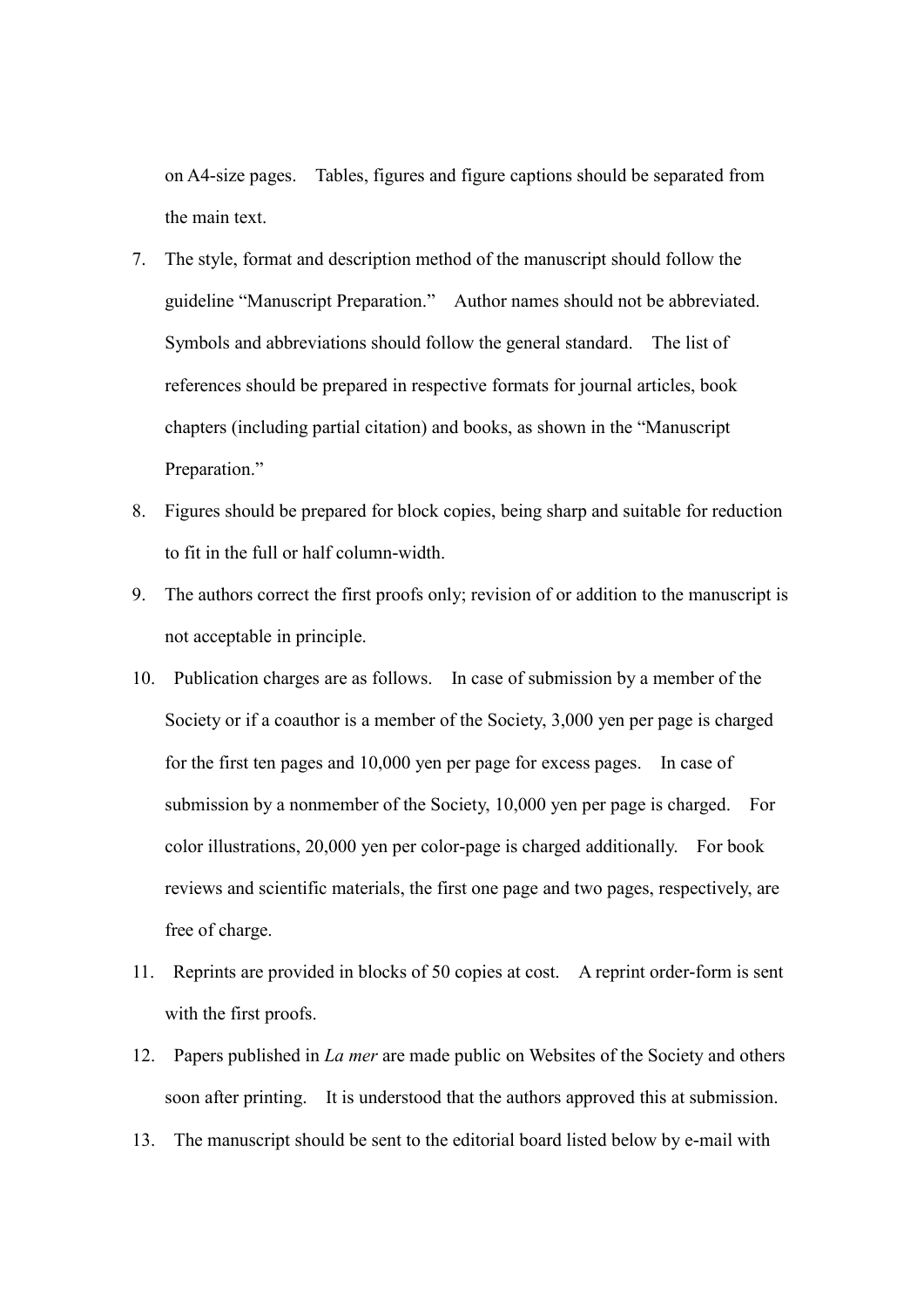on A4-size pages. Tables, figures and figure captions should be separated from the main text.

7. The style, format and description method of the manuscript should follow the guideline “Manuscript Preparation.” Author names should not be abbreviated. Symbols and abbreviations should follow the general standard. The list of references should be prepared in respective formats for journal articles, book chapters (including partial citation) and books, as shown in the “Manuscript Preparation.”
8. Figures should be prepared for block copies, being sharp and suitable for reduction to fit in the full or half column-width.
9. The authors correct the first proofs only; revision of or addition to the manuscript is not acceptable in principle.
10. Publication charges are as follows. In case of submission by a member of the Society or if a coauthor is a member of the Society, 3,000 yen per page is charged for the first ten pages and 10,000 yen per page for excess pages. In case of submission by a nonmember of the Society, 10,000 yen per page is charged. For color illustrations, 20,000 yen per color-page is charged additionally. For book reviews and scientific materials, the first one page and two pages, respectively, are free of charge.
11. Reprints are provided in blocks of 50 copies at cost. A reprint order-form is sent with the first proofs.
12. Papers published in *La mer* are made public on Websites of the Society and others soon after printing. It is understood that the authors approved this at submission.
13. The manuscript should be sent to the editorial board listed below by e-mail with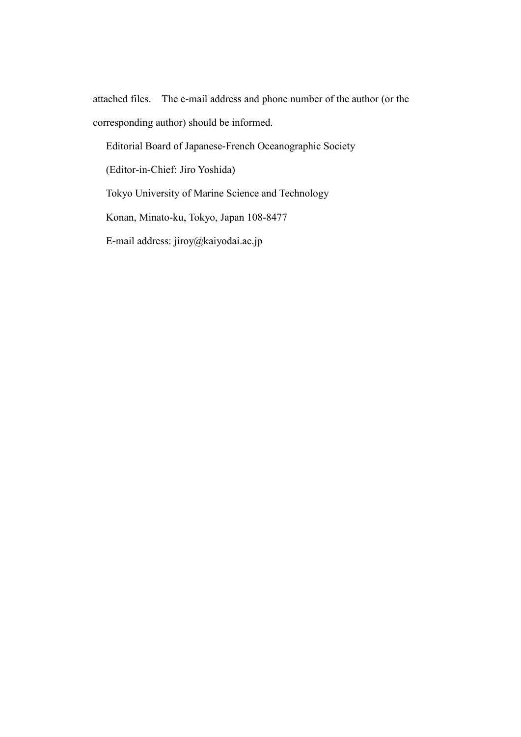attached files.　The e-mail address and phone number of the author (or the corresponding author) should be informed.

Editorial Board of Japanese-French Oceanographic Society

(Editor-in-Chief: Jiro Yoshida)

Tokyo University of Marine Science and Technology

Konan, Minato-ku, Tokyo, Japan 108-8477

E-mail address: jiroy@kaiyodai.ac.jp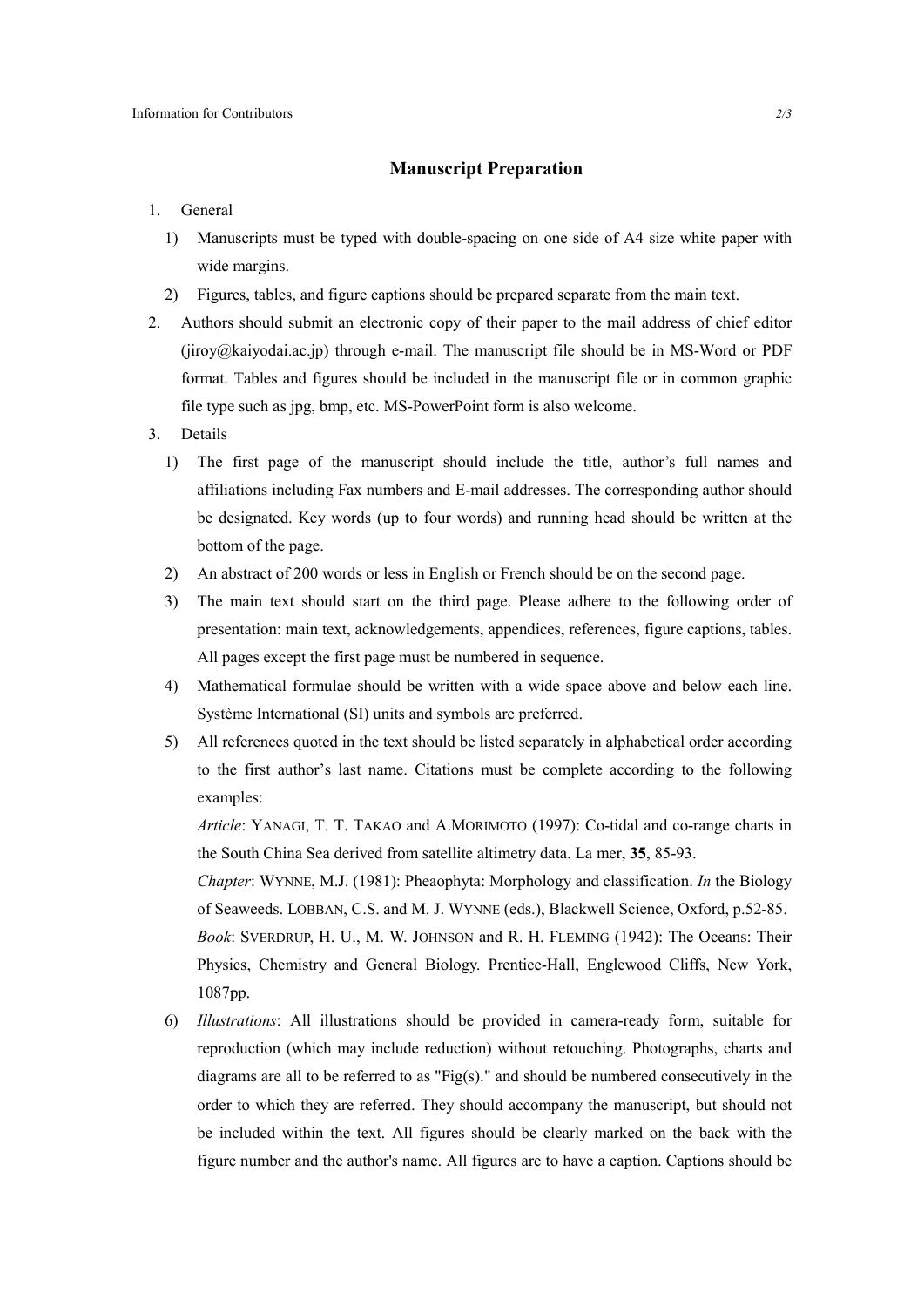## Manuscript Preparation

1. General
   1) Manuscripts must be typed with double-spacing on one side of A4 size white paper with wide margins.
   2) Figures, tables, and figure captions should be prepared separate from the main text.
2. Authors should submit an electronic copy of their paper to the mail address of chief editor (jiroy@kaiyodai.ac.jp) through e-mail. The manuscript file should be in MS-Word or PDF format. Tables and figures should be included in the manuscript file or in common graphic file type such as jpg, bmp, etc. MS-PowerPoint form is also welcome.
3. Details
   1) The first page of the manuscript should include the title, author's full names and affiliations including Fax numbers and E-mail addresses. The corresponding author should be designated. Key words (up to four words) and running head should be written at the bottom of the page.
   2) An abstract of 200 words or less in English or French should be on the second page.
   3) The main text should start on the third page. Please adhere to the following order of presentation: main text, acknowledgements, appendices, references, figure captions, tables. All pages except the first page must be numbered in sequence.
   4) Mathematical formulae should be written with a wide space above and below each line. Système International (SI) units and symbols are preferred.
   5) All references quoted in the text should be listed separately in alphabetical order according to the first author's last name. Citations must be complete according to the following examples:

      *Article*: YANAGI, T. T. TAKAO and A.MORIMOTO (1997): Co-tidal and co-range charts in the South China Sea derived from satellite altimetry data. La mer, **35**, 85-93.

      *Chapter*: WYNNE, M.J. (1981): Pheaophyta: Morphology and classification. *In* the Biology of Seaweeds. LOBBAN, C.S. and M. J. WYNNE (eds.), Blackwell Science, Oxford, p.52-85.

      *Book*: SVERDRUP, H. U., M. W. JOHNSON and R. H. FLEMING (1942): The Oceans: Their Physics, Chemistry and General Biology. Prentice-Hall, Englewood Cliffs, New York, 1087pp.
   6) *Illustrations*: All illustrations should be provided in camera-ready form, suitable for reproduction (which may include reduction) without retouching. Photographs, charts and diagrams are all to be referred to as "Fig(s)." and should be numbered consecutively in the order to which they are referred. They should accompany the manuscript, but should not be included within the text. All figures should be clearly marked on the back with the figure number and the author's name. All figures are to have a caption. Captions should be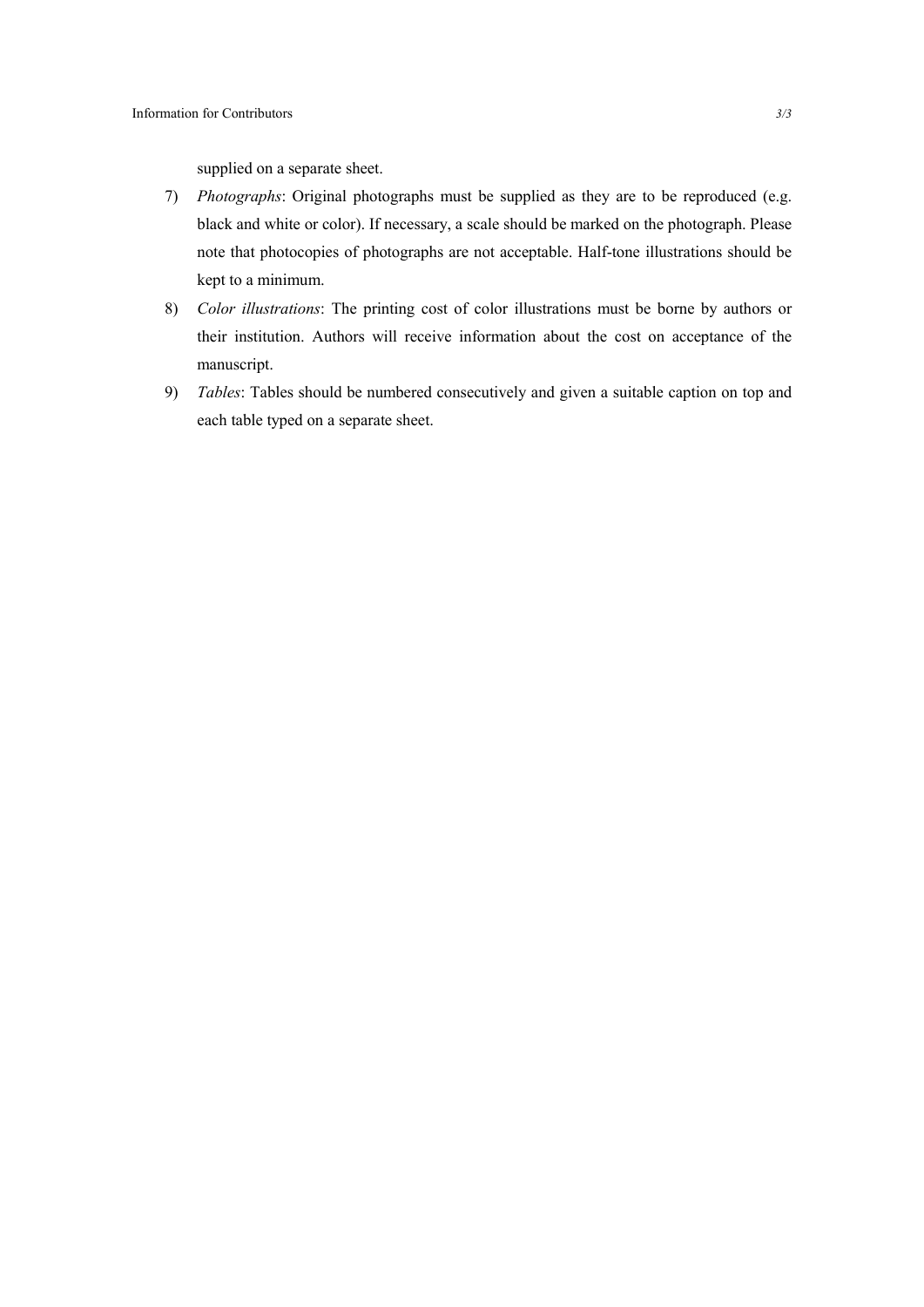supplied on a separate sheet.

7) *Photographs*: Original photographs must be supplied as they are to be reproduced (e.g. black and white or color). If necessary, a scale should be marked on the photograph. Please note that photocopies of photographs are not acceptable. Half-tone illustrations should be kept to a minimum.
8) *Color illustrations*: The printing cost of color illustrations must be borne by authors or their institution. Authors will receive information about the cost on acceptance of the manuscript.
9) *Tables*: Tables should be numbered consecutively and given a suitable caption on top and each table typed on a separate sheet.